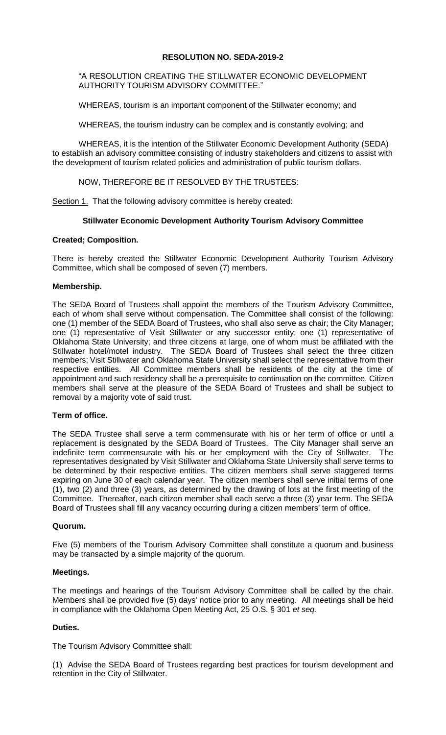**RESOLUTION NO. SEDA-2019-2**

"A RESOLUTION CREATING THE STILLWATER ECONOMIC DEVELOPMENT AUTHORITY TOURISM ADVISORY COMMITTEE."

WHEREAS, tourism is an important component of the Stillwater economy; and

WHEREAS, the tourism industry can be complex and is constantly evolving; and

WHEREAS, it is the intention of the Stillwater Economic Development Authority (SEDA) to establish an advisory committee consisting of industry stakeholders and citizens to assist with the development of tourism related policies and administration of public tourism dollars.

NOW, THEREFORE BE IT RESOLVED BY THE TRUSTEES:

Section 1. That the following advisory committee is hereby created:

**Stillwater Economic Development Authority Tourism Advisory Committee**

**Created; Composition.**

There is hereby created the Stillwater Economic Development Authority Tourism Advisory Committee, which shall be composed of seven (7) members.

**Membership.**

The SEDA Board of Trustees shall appoint the members of the Tourism Advisory Committee, each of whom shall serve without compensation. The Committee shall consist of the following: one (1) member of the SEDA Board of Trustees, who shall also serve as chair; the City Manager; one (1) representative of Visit Stillwater or any successor entity; one (1) representative of Oklahoma State University; and three citizens at large, one of whom must be affiliated with the Stillwater hotel/motel industry. The SEDA Board of Trustees shall select the three citizen members; Visit Stillwater and Oklahoma State University shall select the representative from their respective entities. All Committee members shall be residents of the city at the time of appointment and such residency shall be a prerequisite to continuation on the committee. Citizen members shall serve at the pleasure of the SEDA Board of Trustees and shall be subject to removal by a majority vote of said trust.

**Term of office.**

The SEDA Trustee shall serve a term commensurate with his or her term of office or until a replacement is designated by the SEDA Board of Trustees. The City Manager shall serve an indefinite term commensurate with his or her employment with the City of Stillwater. The representatives designated by Visit Stillwater and Oklahoma State University shall serve terms to be determined by their respective entities. The citizen members shall serve staggered terms expiring on June 30 of each calendar year. The citizen members shall serve initial terms of one (1), two (2) and three (3) years, as determined by the drawing of lots at the first meeting of the Committee. Thereafter, each citizen member shall each serve a three (3) year term. The SEDA Board of Trustees shall fill any vacancy occurring during a citizen members' term of office.

**Quorum.**

Five (5) members of the Tourism Advisory Committee shall constitute a quorum and business may be transacted by a simple majority of the quorum.

**Meetings.**

The meetings and hearings of the Tourism Advisory Committee shall be called by the chair. Members shall be provided five (5) days' notice prior to any meeting. All meetings shall be held in compliance with the Oklahoma Open Meeting Act, 25 O.S. § 301 *et seq.*

**Duties.**

The Tourism Advisory Committee shall:

(1) Advise the SEDA Board of Trustees regarding best practices for tourism development and retention in the City of Stillwater.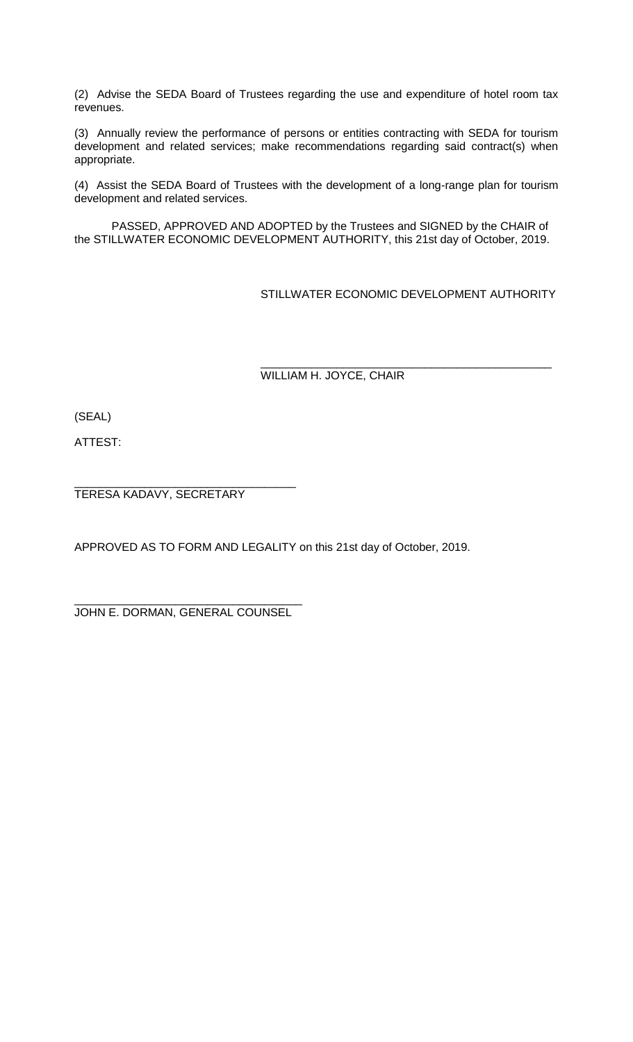(2) Advise the SEDA Board of Trustees regarding the use and expenditure of hotel room tax revenues.

(3) Annually review the performance of persons or entities contracting with SEDA for tourism development and related services; make recommendations regarding said contract(s) when appropriate.

(4) Assist the SEDA Board of Trustees with the development of a long-range plan for tourism development and related services.

PASSED, APPROVED AND ADOPTED by the Trustees and SIGNED by the CHAIR of the STILLWATER ECONOMIC DEVELOPMENT AUTHORITY, this 21st day of October, 2019.

STILLWATER ECONOMIC DEVELOPMENT AUTHORITY

______________________________________________
WILLIAM H. JOYCE, CHAIR

(SEAL)

ATTEST:

___________________________________
TERESA KADAVY, SECRETARY

APPROVED AS TO FORM AND LEGALITY on this 21st day of October, 2019.

___________________________________
JOHN E. DORMAN, GENERAL COUNSEL